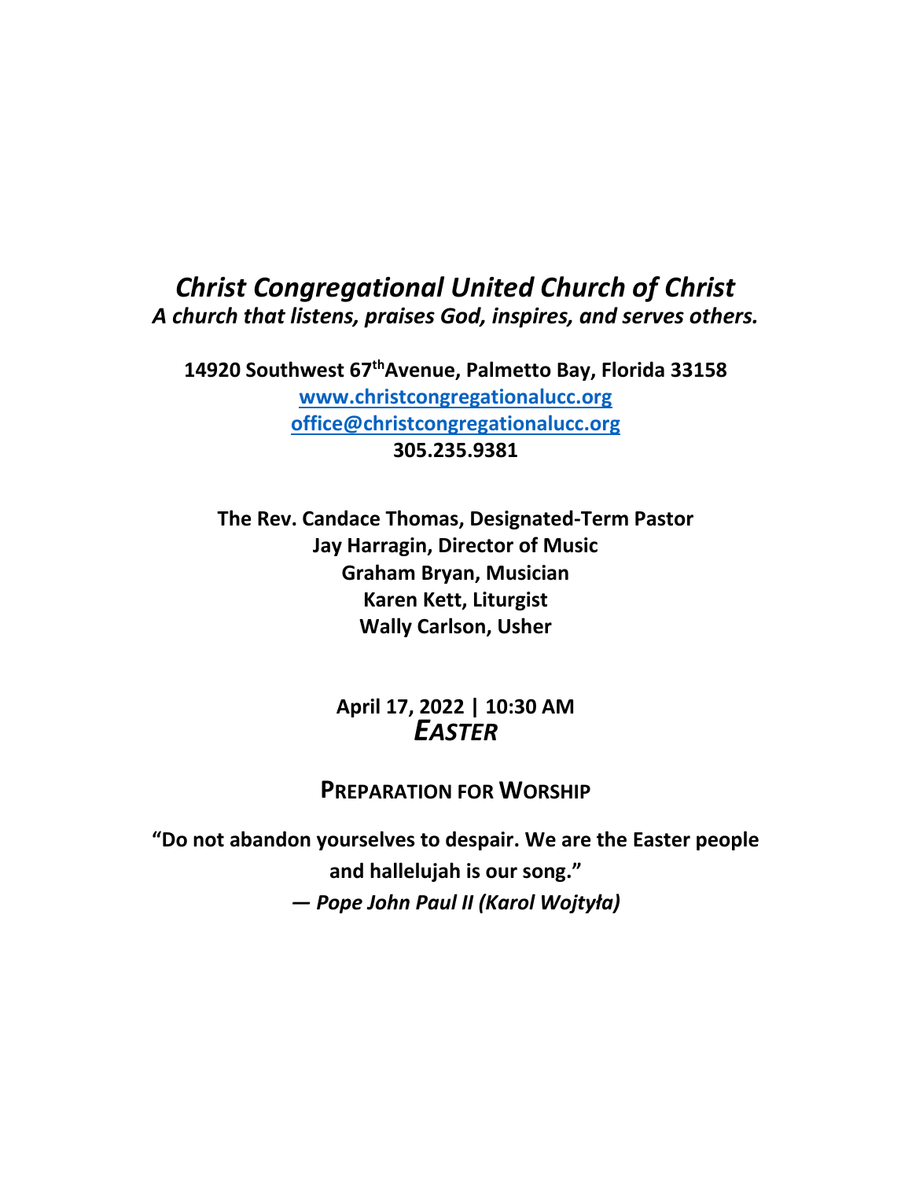# *Christ Congregational United Church of Christ*

***A church that listens, praises God, inspires, and serves others.***

**14920 Southwest 67th Avenue, Palmetto Bay, Florida 33158**
**www.christcongregationalucc.org**
**office@christcongregationalucc.org**
**305.235.9381**

**The Rev. Candace Thomas, Designated-Term Pastor**
**Jay Harragin, Director of Music**
**Graham Bryan, Musician**
**Karen Kett, Liturgist**
**Wally Carlson, Usher**

**April 17, 2022 | 10:30 AM**
***EASTER***

## PREPARATION FOR WORSHIP

**"Do not abandon yourselves to despair. We are the Easter people and hallelujah is our song."**
**— *Pope John Paul II (Karol Wojtyła)***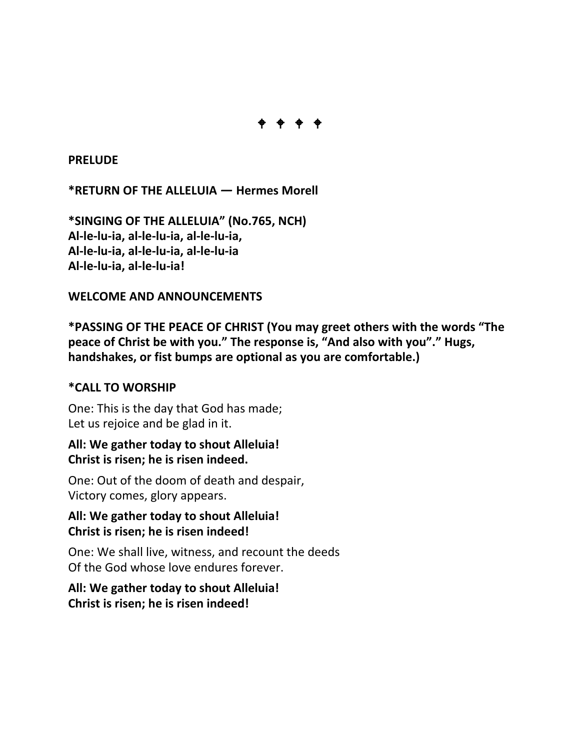⌖ ⌖ ⌖ ⌖

**PRELUDE**

**\*RETURN OF THE ALLELUIA — Hermes Morell**

**\*SINGING OF THE ALLELUIA" (No.765, NCH)**
**Al-le-lu-ia, al-le-lu-ia, al-le-lu-ia,**
**Al-le-lu-ia, al-le-lu-ia, al-le-lu-ia**
**Al-le-lu-ia, al-le-lu-ia!**

**WELCOME AND ANNOUNCEMENTS**

**\*PASSING OF THE PEACE OF CHRIST (You may greet others with the words "The peace of Christ be with you." The response is, "And also with you"." Hugs, handshakes, or fist bumps are optional as you are comfortable.)**

**\*CALL TO WORSHIP**

One: This is the day that God has made;
Let us rejoice and be glad in it.

**All: We gather today to shout Alleluia!**
**Christ is risen; he is risen indeed.**

One: Out of the doom of death and despair,
Victory comes, glory appears.

**All: We gather today to shout Alleluia!**
**Christ is risen; he is risen indeed!**

One: We shall live, witness, and recount the deeds
Of the God whose love endures forever.

**All: We gather today to shout Alleluia!**
**Christ is risen; he is risen indeed!**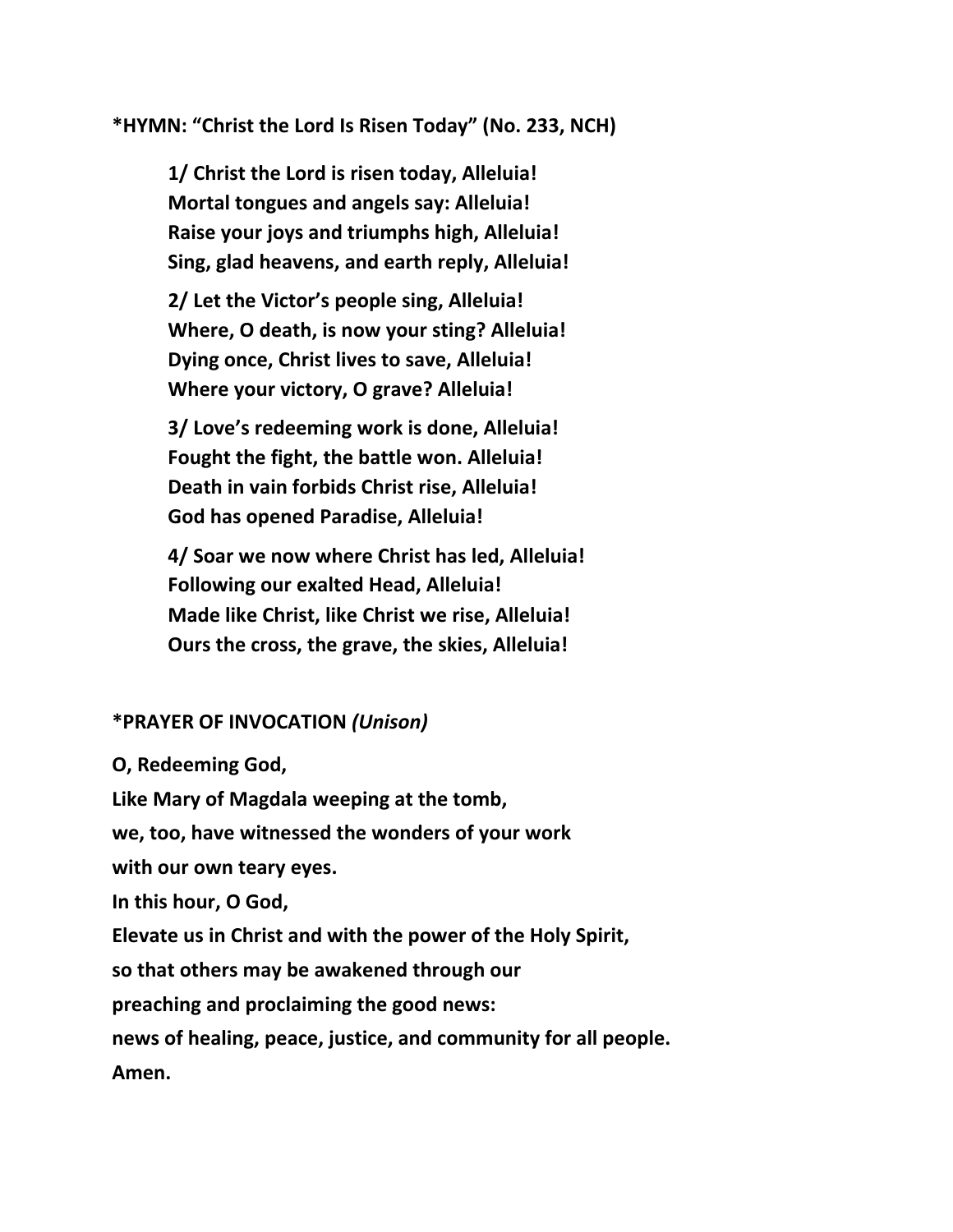**\*HYMN: “Christ the Lord Is Risen Today” (No. 233, NCH)**

> **1/ Christ the Lord is risen today, Alleluia!**
> **Mortal tongues and angels say: Alleluia!**
> **Raise your joys and triumphs high, Alleluia!**
> **Sing, glad heavens, and earth reply, Alleluia!**
>
> **2/ Let the Victor’s people sing, Alleluia!**
> **Where, O death, is now your sting? Alleluia!**
> **Dying once, Christ lives to save, Alleluia!**
> **Where your victory, O grave? Alleluia!**
>
> **3/ Love’s redeeming work is done, Alleluia!**
> **Fought the fight, the battle won. Alleluia!**
> **Death in vain forbids Christ rise, Alleluia!**
> **God has opened Paradise, Alleluia!**
>
> **4/ Soar we now where Christ has led, Alleluia!**
> **Following our exalted Head, Alleluia!**
> **Made like Christ, like Christ we rise, Alleluia!**
> **Ours the cross, the grave, the skies, Alleluia!**

**\*PRAYER OF INVOCATION** ***(Unison)***

**O, Redeeming God,**
**Like Mary of Magdala weeping at the tomb,**
**we, too, have witnessed the wonders of your work**
**with our own teary eyes.**
**In this hour, O God,**
**Elevate us in Christ and with the power of the Holy Spirit,**
**so that others may be awakened through our**
**preaching and proclaiming the good news:**
**news of healing, peace, justice, and community for all people.**
**Amen.**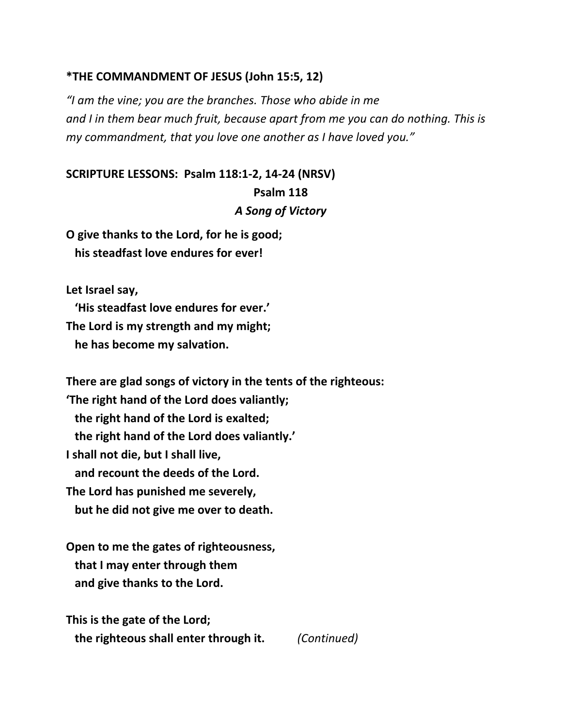**\*THE COMMANDMENT OF JESUS (John 15:5, 12)**

*"I am the vine; you are the branches. Those who abide in me and I in them bear much fruit, because apart from me you can do nothing. This is my commandment, that you love one another as I have loved you."*

**SCRIPTURE LESSONS: Psalm 118:1-2, 14-24 (NRSV)**

**Psalm 118**

***A Song of Victory***

**O give thanks to the Lord, for he is good;**
**his steadfast love endures for ever!**

**Let Israel say,**
**'His steadfast love endures for ever.'**
**The Lord is my strength and my might;**
**he has become my salvation.**

**There are glad songs of victory in the tents of the righteous:**
**'The right hand of the Lord does valiantly;**
**the right hand of the Lord is exalted;**
**the right hand of the Lord does valiantly.'**
**I shall not die, but I shall live,**
**and recount the deeds of the Lord.**
**The Lord has punished me severely,**
**but he did not give me over to death.**

**Open to me the gates of righteousness,**
**that I may enter through them**
**and give thanks to the Lord.**

**This is the gate of the Lord;**
**the righteous shall enter through it.** *(Continued)*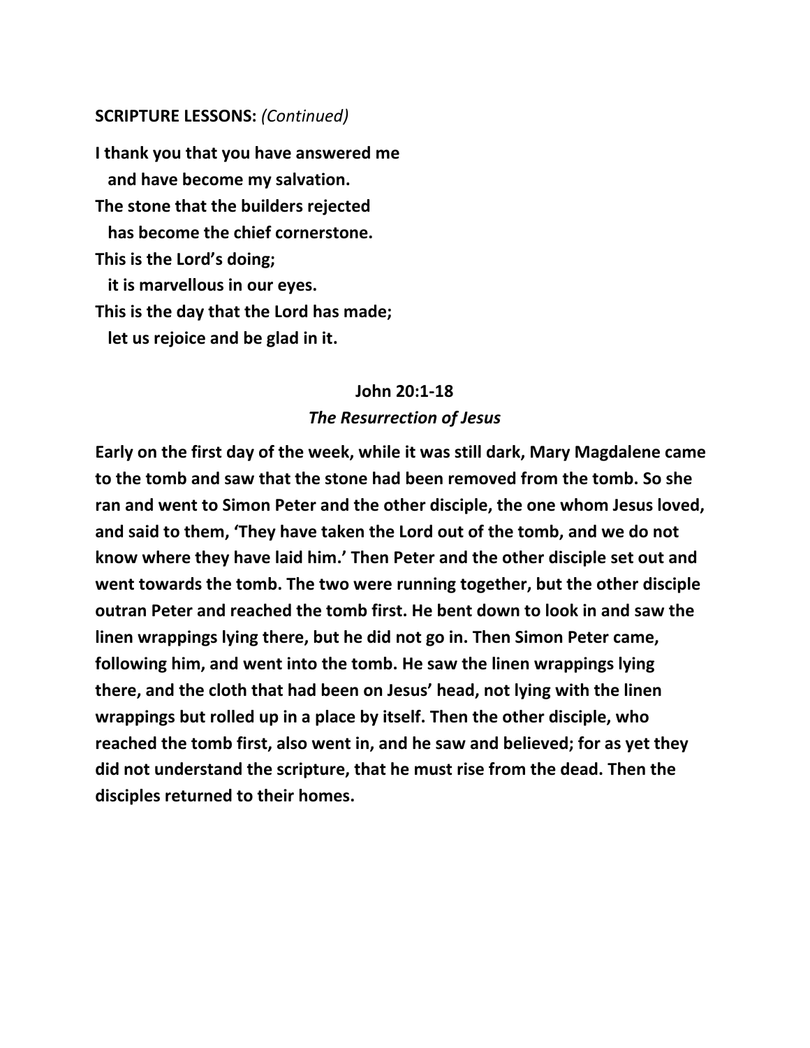**SCRIPTURE LESSONS:** *(Continued)*

**I thank you that you have answered me**
**and have become my salvation.**
**The stone that the builders rejected**
**has become the chief cornerstone.**
**This is the Lord's doing;**
**it is marvellous in our eyes.**
**This is the day that the Lord has made;**
**let us rejoice and be glad in it.**

**John 20:1-18**

***The Resurrection of Jesus***

**Early on the first day of the week, while it was still dark, Mary Magdalene came to the tomb and saw that the stone had been removed from the tomb. So she ran and went to Simon Peter and the other disciple, the one whom Jesus loved, and said to them, 'They have taken the Lord out of the tomb, and we do not know where they have laid him.' Then Peter and the other disciple set out and went towards the tomb. The two were running together, but the other disciple outran Peter and reached the tomb first. He bent down to look in and saw the linen wrappings lying there, but he did not go in. Then Simon Peter came, following him, and went into the tomb. He saw the linen wrappings lying there, and the cloth that had been on Jesus' head, not lying with the linen wrappings but rolled up in a place by itself. Then the other disciple, who reached the tomb first, also went in, and he saw and believed; for as yet they did not understand the scripture, that he must rise from the dead. Then the disciples returned to their homes.**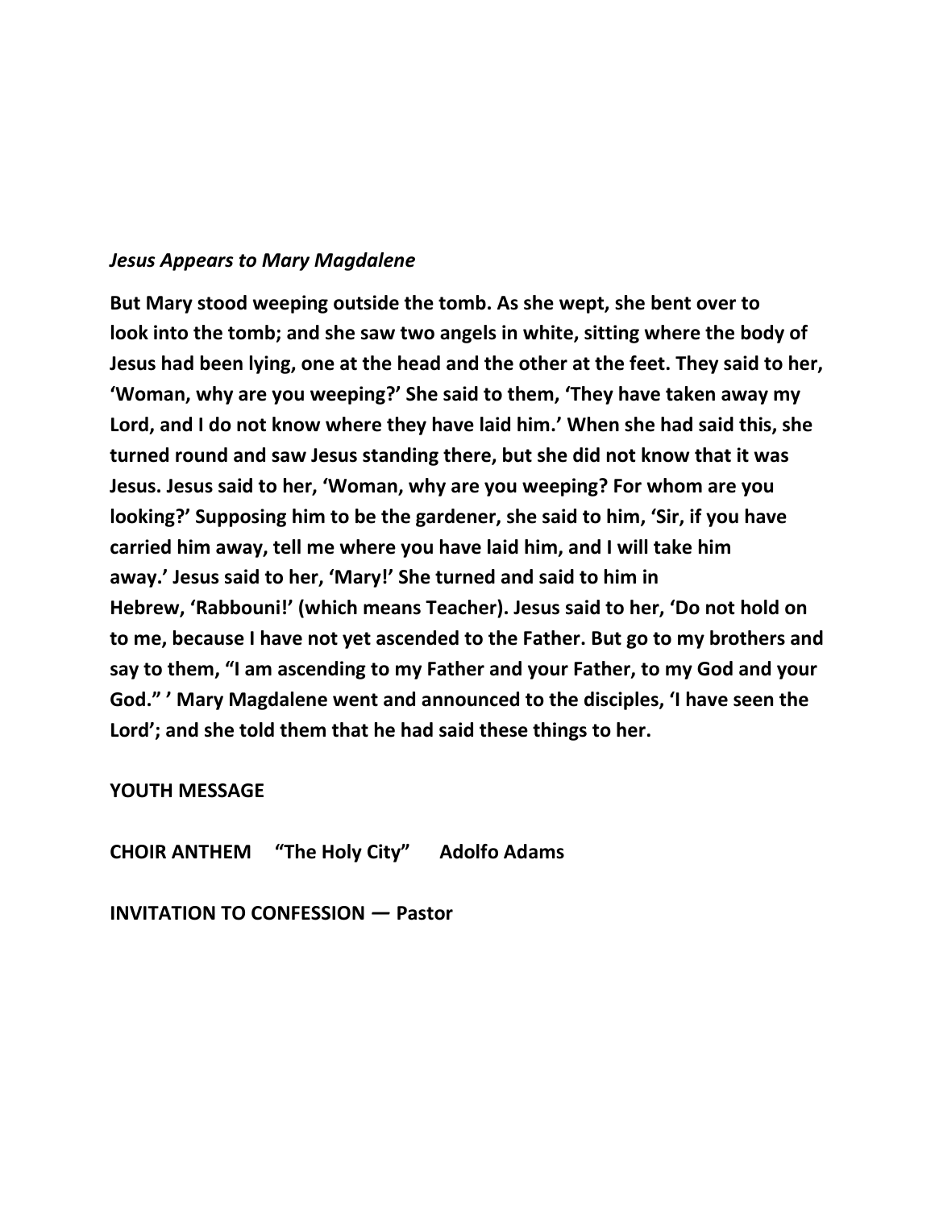*Jesus Appears to Mary Magdalene*

**But Mary stood weeping outside the tomb. As she wept, she bent over to look into the tomb; and she saw two angels in white, sitting where the body of Jesus had been lying, one at the head and the other at the feet. They said to her, 'Woman, why are you weeping?' She said to them, 'They have taken away my Lord, and I do not know where they have laid him.' When she had said this, she turned round and saw Jesus standing there, but she did not know that it was Jesus. Jesus said to her, 'Woman, why are you weeping? For whom are you looking?' Supposing him to be the gardener, she said to him, 'Sir, if you have carried him away, tell me where you have laid him, and I will take him away.' Jesus said to her, 'Mary!' She turned and said to him in Hebrew, 'Rabbouni!' (which means Teacher). Jesus said to her, 'Do not hold on to me, because I have not yet ascended to the Father. But go to my brothers and say to them, "I am ascending to my Father and your Father, to my God and your God." ' Mary Magdalene went and announced to the disciples, 'I have seen the Lord'; and she told them that he had said these things to her.**

**YOUTH MESSAGE**

**CHOIR ANTHEM "The Holy City" Adolfo Adams**

**INVITATION TO CONFESSION — Pastor**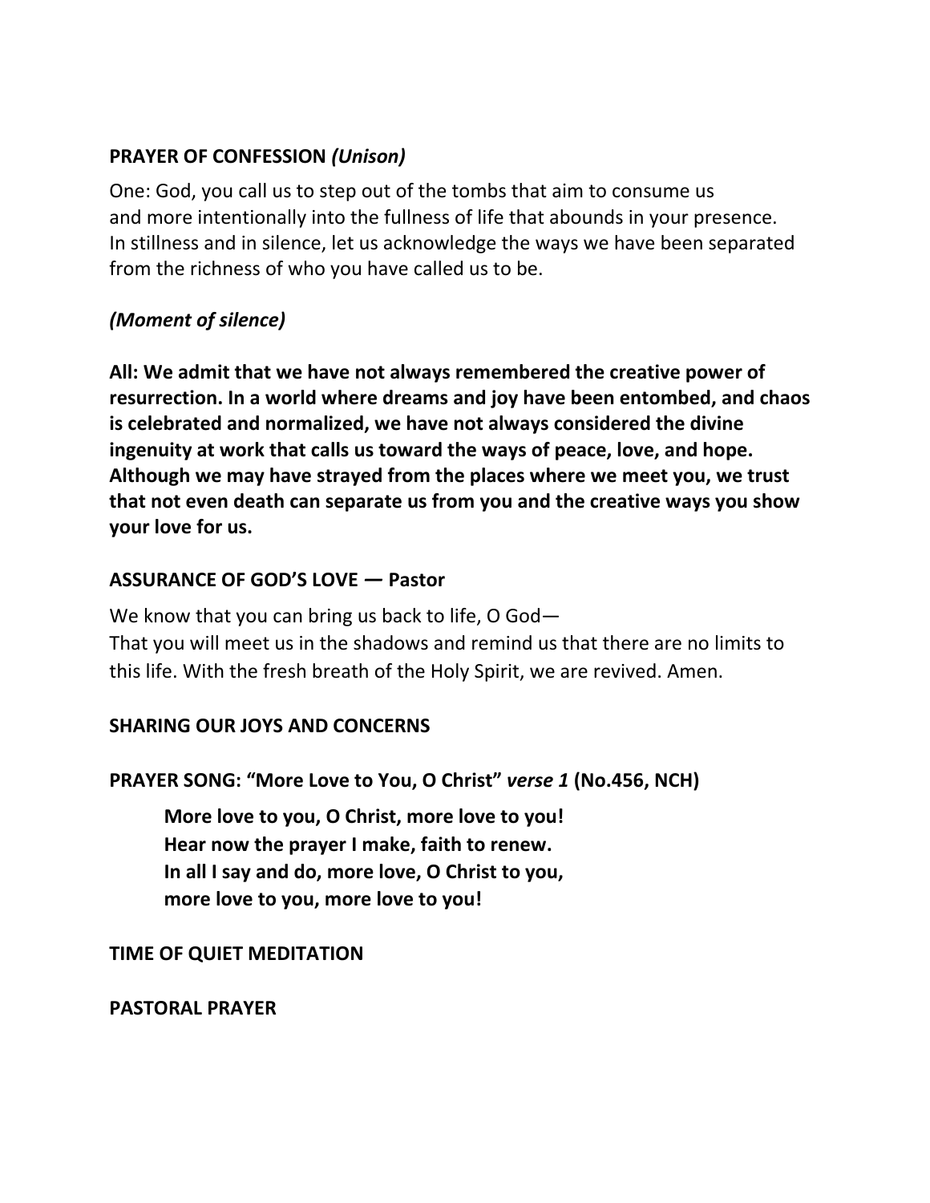**PRAYER OF CONFESSION** ***(Unison)***

One: God, you call us to step out of the tombs that aim to consume us and more intentionally into the fullness of life that abounds in your presence. In stillness and in silence, let us acknowledge the ways we have been separated from the richness of who you have called us to be.

***(Moment of silence)***

**All: We admit that we have not always remembered the creative power of resurrection. In a world where dreams and joy have been entombed, and chaos is celebrated and normalized, we have not always considered the divine ingenuity at work that calls us toward the ways of peace, love, and hope. Although we may have strayed from the places where we meet you, we trust that not even death can separate us from you and the creative ways you show your love for us.**

**ASSURANCE OF GOD'S LOVE — Pastor**

We know that you can bring us back to life, O God—
That you will meet us in the shadows and remind us that there are no limits to this life. With the fresh breath of the Holy Spirit, we are revived. Amen.

**SHARING OUR JOYS AND CONCERNS**

**PRAYER SONG: "More Love to You, O Christ"** ***verse 1*** **(No.456, NCH)**

> **More love to you, O Christ, more love to you!**
> **Hear now the prayer I make, faith to renew.**
> **In all I say and do, more love, O Christ to you,**
> **more love to you, more love to you!**

**TIME OF QUIET MEDITATION**

**PASTORAL PRAYER**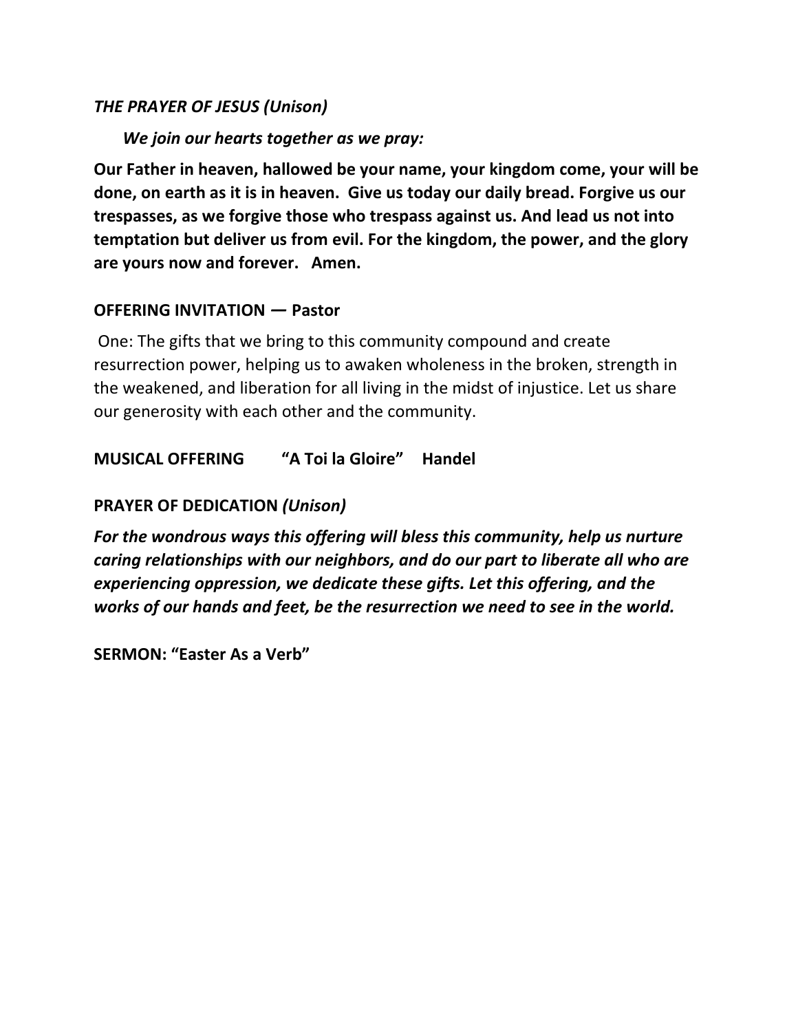*THE PRAYER OF JESUS (Unison)*

*We join our hearts together as we pray:*

**Our Father in heaven, hallowed be your name, your kingdom come, your will be done, on earth as it is in heaven. Give us today our daily bread. Forgive us our trespasses, as we forgive those who trespass against us. And lead us not into temptation but deliver us from evil. For the kingdom, the power, and the glory are yours now and forever. Amen.**

**OFFERING INVITATION — Pastor**

One: The gifts that we bring to this community compound and create resurrection power, helping us to awaken wholeness in the broken, strength in the weakened, and liberation for all living in the midst of injustice. Let us share our generosity with each other and the community.

**MUSICAL OFFERING "A Toi la Gloire" Handel**

**PRAYER OF DEDICATION** *(Unison)*

***For the wondrous ways this offering will bless this community, help us nurture caring relationships with our neighbors, and do our part to liberate all who are experiencing oppression, we dedicate these gifts. Let this offering, and the works of our hands and feet, be the resurrection we need to see in the world.***

**SERMON: "Easter As a Verb"**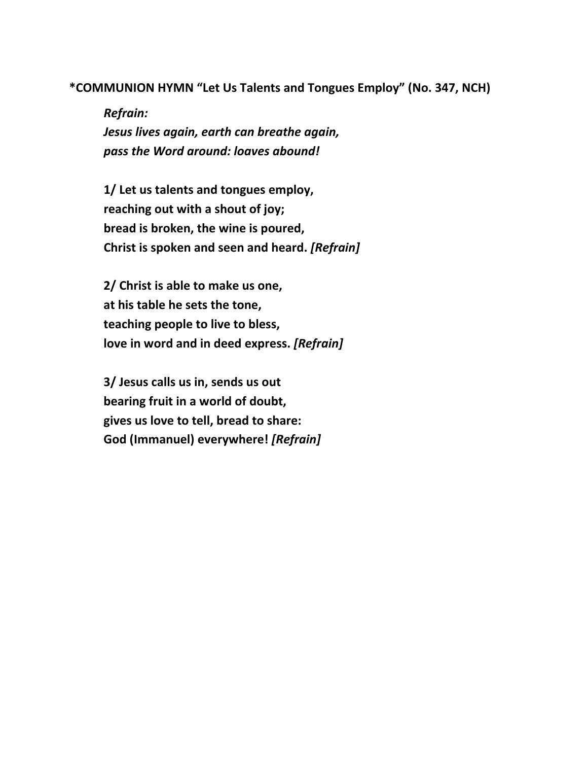**\*COMMUNION HYMN "Let Us Talents and Tongues Employ" (No. 347, NCH)**

***Refrain:***
***Jesus lives again, earth can breathe again,***
***pass the Word around: loaves abound!***

**1/ Let us talents and tongues employ,**
**reaching out with a shout of joy;**
**bread is broken, the wine is poured,**
**Christ is spoken and seen and heard.** ***[Refrain]***

**2/ Christ is able to make us one,**
**at his table he sets the tone,**
**teaching people to live to bless,**
**love in word and in deed express.** ***[Refrain]***

**3/ Jesus calls us in, sends us out**
**bearing fruit in a world of doubt,**
**gives us love to tell, bread to share:**
**God (Immanuel) everywhere!** ***[Refrain]***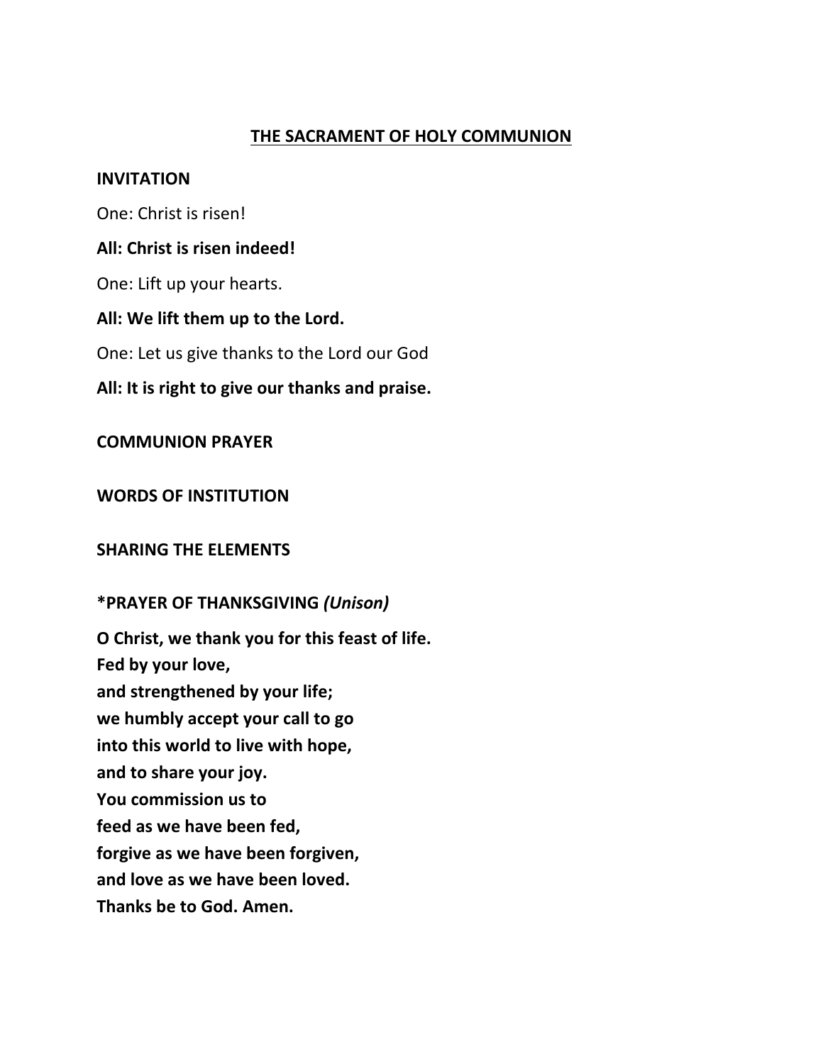## <u>THE SACRAMENT OF HOLY COMMUNION</u>

**INVITATION**

One: Christ is risen!

**All: Christ is risen indeed!**

One: Lift up your hearts.

**All: We lift them up to the Lord.**

One: Let us give thanks to the Lord our God

**All: It is right to give our thanks and praise.**

**COMMUNION PRAYER**

**WORDS OF INSTITUTION**

**SHARING THE ELEMENTS**

**\*PRAYER OF THANKSGIVING** ***(Unison)***

**O Christ, we thank you for this feast of life.**
**Fed by your love,**
**and strengthened by your life;**
**we humbly accept your call to go**
**into this world to live with hope,**
**and to share your joy.**
**You commission us to**
**feed as we have been fed,**
**forgive as we have been forgiven,**
**and love as we have been loved.**
**Thanks be to God. Amen.**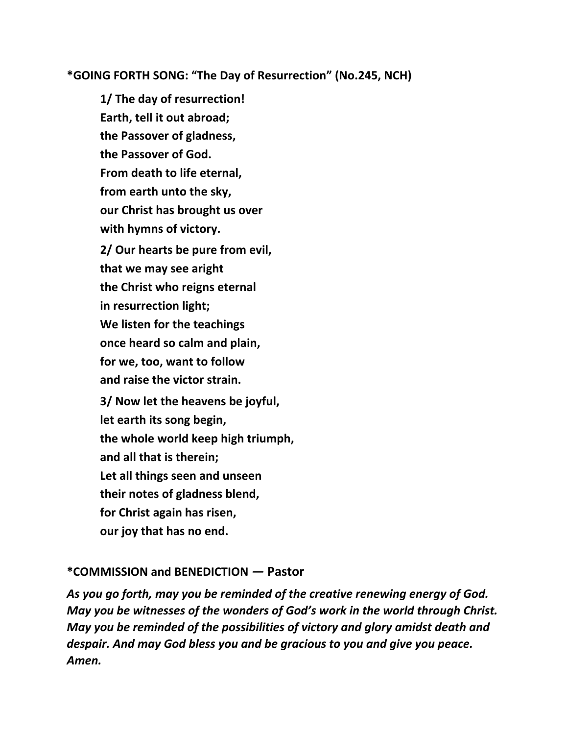**\*GOING FORTH SONG: "The Day of Resurrection" (No.245, NCH)**

**1/ The day of resurrection!**
**Earth, tell it out abroad;**
**the Passover of gladness,**
**the Passover of God.**
**From death to life eternal,**
**from earth unto the sky,**
**our Christ has brought us over**
**with hymns of victory.**

**2/ Our hearts be pure from evil,**
**that we may see aright**
**the Christ who reigns eternal**
**in resurrection light;**
**We listen for the teachings**
**once heard so calm and plain,**
**for we, too, want to follow**
**and raise the victor strain.**

**3/ Now let the heavens be joyful,**
**let earth its song begin,**
**the whole world keep high triumph,**
**and all that is therein;**
**Let all things seen and unseen**
**their notes of gladness blend,**
**for Christ again has risen,**
**our joy that has no end.**

**\*COMMISSION and BENEDICTION — Pastor**

***As you go forth, may you be reminded of the creative renewing energy of God. May you be witnesses of the wonders of God's work in the world through Christ. May you be reminded of the possibilities of victory and glory amidst death and despair. And may God bless you and be gracious to you and give you peace. Amen.***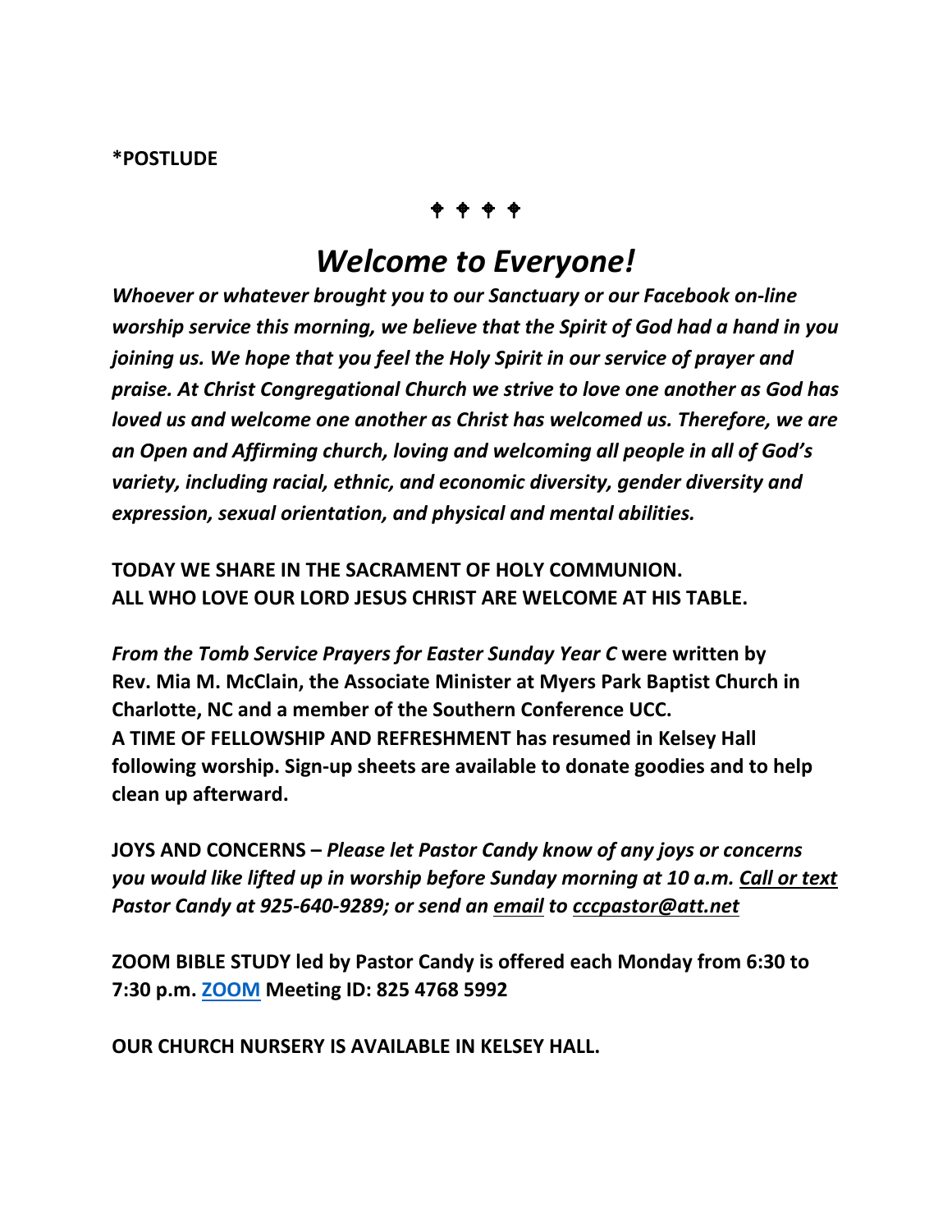**\*POSTLUDE**

✦ ✦ ✦ ✦

# *Welcome to Everyone!*

***Whoever or whatever brought you to our Sanctuary or our Facebook on-line worship service this morning, we believe that the Spirit of God had a hand in you joining us. We hope that you feel the Holy Spirit in our service of prayer and praise. At Christ Congregational Church we strive to love one another as God has loved us and welcome one another as Christ has welcomed us. Therefore, we are an Open and Affirming church, loving and welcoming all people in all of God's variety, including racial, ethnic, and economic diversity, gender diversity and expression, sexual orientation, and physical and mental abilities.***

**TODAY WE SHARE IN THE SACRAMENT OF HOLY COMMUNION.**
**ALL WHO LOVE OUR LORD JESUS CHRIST ARE WELCOME AT HIS TABLE.**

***From the Tomb Service Prayers for Easter Sunday Year C* were written by Rev. Mia M. McClain, the Associate Minister at Myers Park Baptist Church in Charlotte, NC and a member of the Southern Conference UCC.**
**A TIME OF FELLOWSHIP AND REFRESHMENT has resumed in Kelsey Hall following worship. Sign-up sheets are available to donate goodies and to help clean up afterward.**

**JOYS AND CONCERNS –** ***Please let Pastor Candy know of any joys or concerns you would like lifted up in worship before Sunday morning at 10 a.m. Call or text Pastor Candy at 925-640-9289; or send an email to cccpastor@att.net***

**ZOOM BIBLE STUDY led by Pastor Candy is offered each Monday from 6:30 to 7:30 p.m. ZOOM Meeting ID: 825 4768 5992**

**OUR CHURCH NURSERY IS AVAILABLE IN KELSEY HALL.**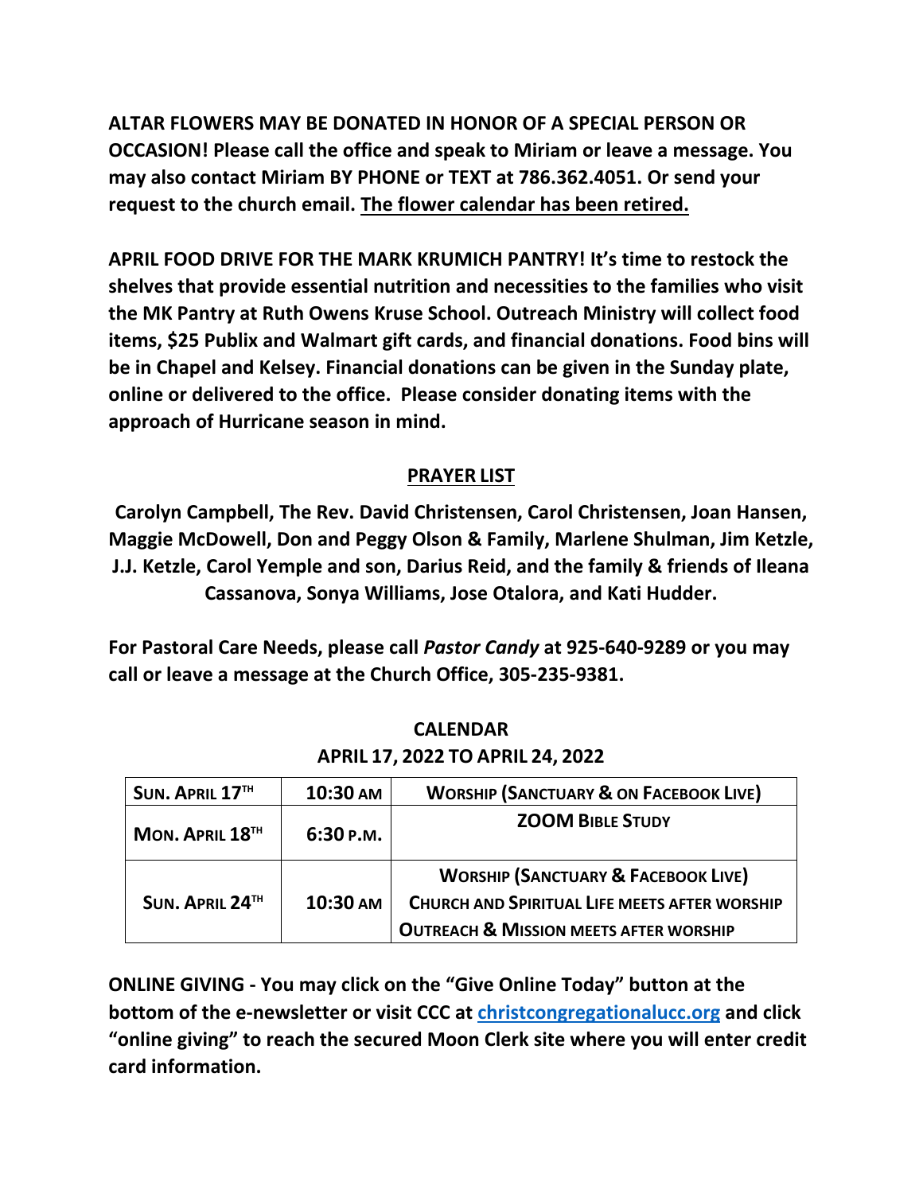**ALTAR FLOWERS MAY BE DONATED IN HONOR OF A SPECIAL PERSON OR OCCASION! Please call the office and speak to Miriam or leave a message. You may also contact Miriam BY PHONE or TEXT at 786.362.4051. Or send your request to the church email. <u>The flower calendar has been retired.</u>**

**APRIL FOOD DRIVE FOR THE MARK KRUMICH PANTRY! It's time to restock the shelves that provide essential nutrition and necessities to the families who visit the MK Pantry at Ruth Owens Kruse School. Outreach Ministry will collect food items, $25 Publix and Walmart gift cards, and financial donations. Food bins will be in Chapel and Kelsey. Financial donations can be given in the Sunday plate, online or delivered to the office. Please consider donating items with the approach of Hurricane season in mind.**

## PRAYER LIST

**Carolyn Campbell, The Rev. David Christensen, Carol Christensen, Joan Hansen, Maggie McDowell, Don and Peggy Olson & Family, Marlene Shulman, Jim Ketzle, J.J. Ketzle, Carol Yemple and son, Darius Reid, and the family & friends of Ileana Cassanova, Sonya Williams, Jose Otalora, and Kati Hudder.**

**For Pastoral Care Needs, please call *Pastor Candy* at 925-640-9289 or you may call or leave a message at the Church Office, 305-235-9381.**

## CALENDAR
## APRIL 17, 2022 TO APRIL 24, 2022

| SUN. APRIL 17TH | 10:30 AM | WORSHIP (SANCTUARY & ON FACEBOOK LIVE) |
|---|---|---|
| MON. APRIL 18TH | 6:30 P.M. | ZOOM BIBLE STUDY |
| SUN. APRIL 24TH | 10:30 AM | WORSHIP (SANCTUARY & FACEBOOK LIVE)<br>CHURCH AND SPIRITUAL LIFE MEETS AFTER WORSHIP<br>OUTREACH & MISSION MEETS AFTER WORSHIP |

**ONLINE GIVING - You may click on the "Give Online Today" button at the bottom of the e-newsletter or visit CCC at [christcongregationalucc.org](christcongregationalucc.org) and click "online giving" to reach the secured Moon Clerk site where you will enter credit card information.**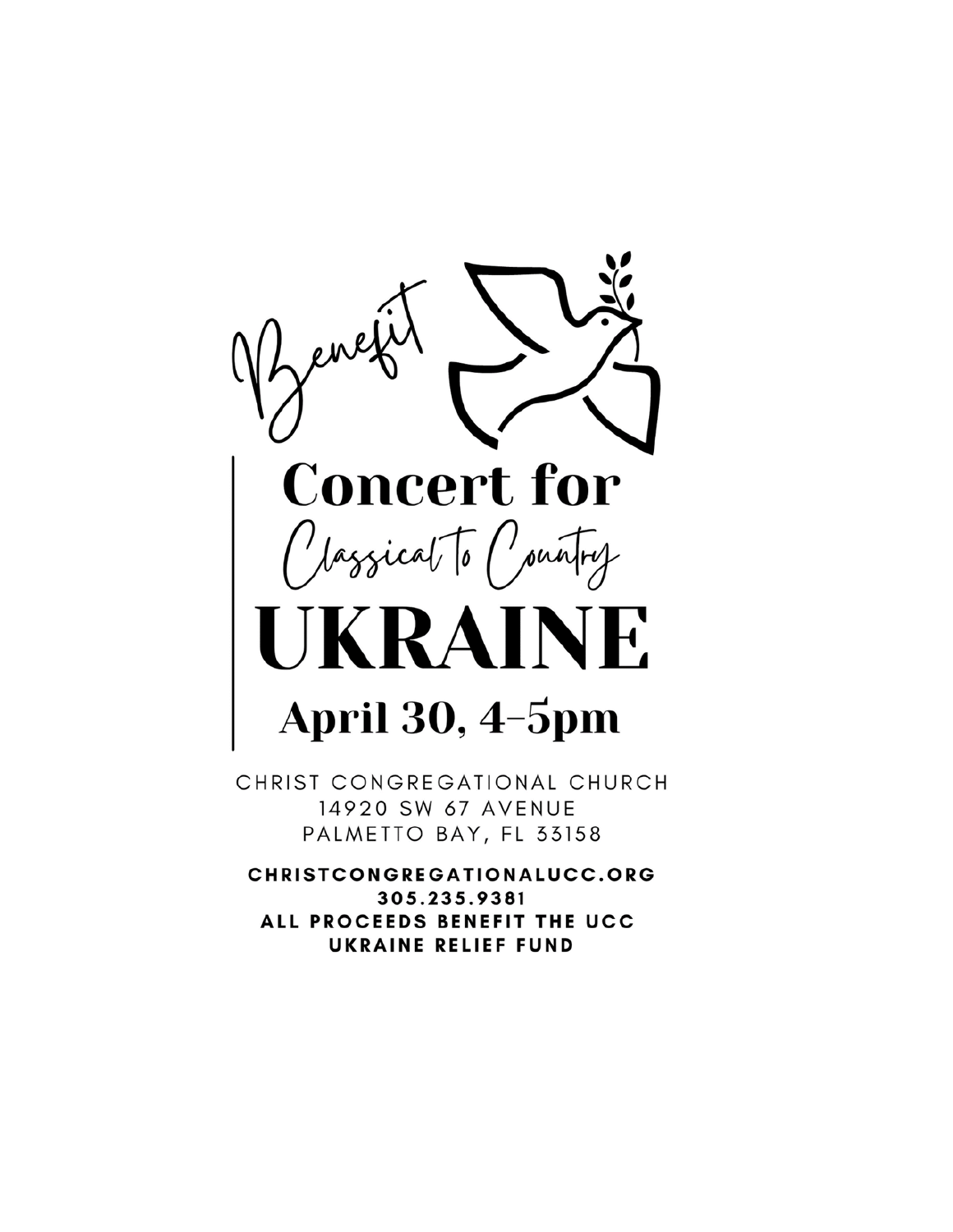*Benefit*

# Concert for

*Classical to Country*

# UKRAINE

## April 30, 4–5pm

CHRIST CONGREGATIONAL CHURCH
14920 SW 67 AVENUE
PALMETTO BAY, FL 33158

**CHRISTCONGREGATIONALUCC.ORG**
**305.235.9381**
**ALL PROCEEDS BENEFIT THE UCC UKRAINE RELIEF FUND**